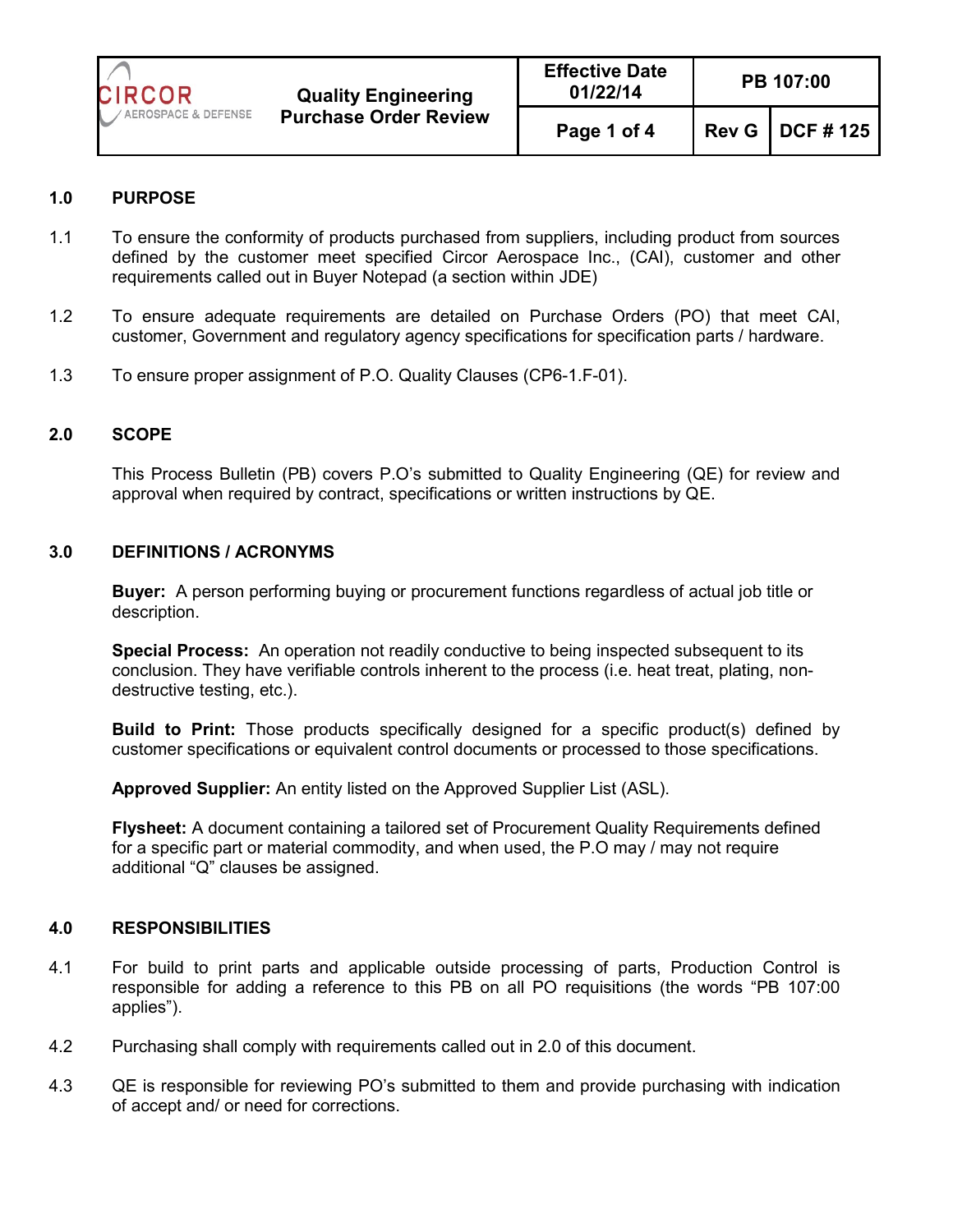| CIRCOR AEROSPACE & DEFENSE | Quality Engineering Purchase Order Review | Effective Date 01/22/14 | PB 107:00 | |
|---|---|---|---|---|
| | | Page 1 of 4 | Rev G | DCF # 125 |

## 1.0 PURPOSE

1.1 To ensure the conformity of products purchased from suppliers, including product from sources defined by the customer meet specified Circor Aerospace Inc., (CAI), customer and other requirements called out in Buyer Notepad (a section within JDE)

1.2 To ensure adequate requirements are detailed on Purchase Orders (PO) that meet CAI, customer, Government and regulatory agency specifications for specification parts / hardware.

1.3 To ensure proper assignment of P.O. Quality Clauses (CP6-1.F-01).

## 2.0 SCOPE

This Process Bulletin (PB) covers P.O's submitted to Quality Engineering (QE) for review and approval when required by contract, specifications or written instructions by QE.

## 3.0 DEFINITIONS / ACRONYMS

**Buyer:** A person performing buying or procurement functions regardless of actual job title or description.

**Special Process:** An operation not readily conductive to being inspected subsequent to its conclusion. They have verifiable controls inherent to the process (i.e. heat treat, plating, non-destructive testing, etc.).

**Build to Print:** Those products specifically designed for a specific product(s) defined by customer specifications or equivalent control documents or processed to those specifications.

**Approved Supplier:** An entity listed on the Approved Supplier List (ASL).

**Flysheet:** A document containing a tailored set of Procurement Quality Requirements defined for a specific part or material commodity, and when used, the P.O may / may not require additional "Q" clauses be assigned.

## 4.0 RESPONSIBILITIES

4.1 For build to print parts and applicable outside processing of parts, Production Control is responsible for adding a reference to this PB on all PO requisitions (the words "PB 107:00 applies").

4.2 Purchasing shall comply with requirements called out in 2.0 of this document.

4.3 QE is responsible for reviewing PO's submitted to them and provide purchasing with indication of accept and/ or need for corrections.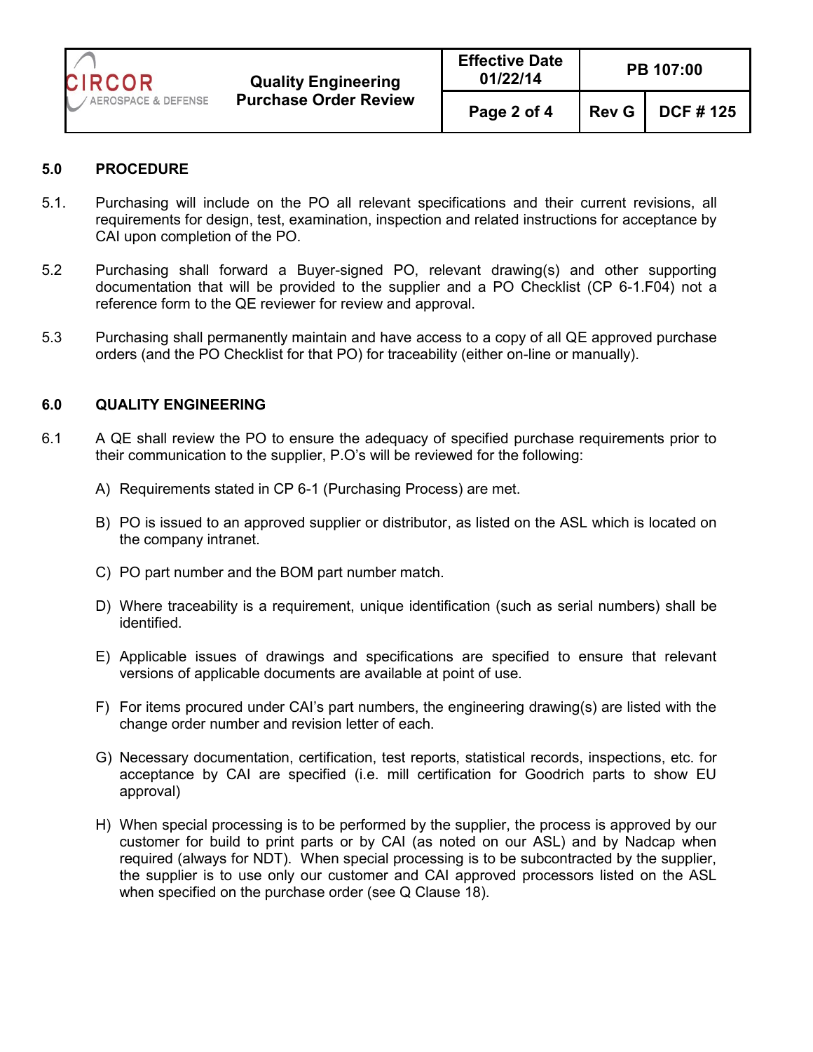## 5.0 PROCEDURE

5.1. Purchasing will include on the PO all relevant specifications and their current revisions, all requirements for design, test, examination, inspection and related instructions for acceptance by CAI upon completion of the PO.

5.2 Purchasing shall forward a Buyer-signed PO, relevant drawing(s) and other supporting documentation that will be provided to the supplier and a PO Checklist (CP 6-1.F04) not a reference form to the QE reviewer for review and approval.

5.3 Purchasing shall permanently maintain and have access to a copy of all QE approved purchase orders (and the PO Checklist for that PO) for traceability (either on-line or manually).

## 6.0 QUALITY ENGINEERING

6.1 A QE shall review the PO to ensure the adequacy of specified purchase requirements prior to their communication to the supplier, P.O's will be reviewed for the following:

A) Requirements stated in CP 6-1 (Purchasing Process) are met.

B) PO is issued to an approved supplier or distributor, as listed on the ASL which is located on the company intranet.

C) PO part number and the BOM part number match.

D) Where traceability is a requirement, unique identification (such as serial numbers) shall be identified.

E) Applicable issues of drawings and specifications are specified to ensure that relevant versions of applicable documents are available at point of use.

F) For items procured under CAI's part numbers, the engineering drawing(s) are listed with the change order number and revision letter of each.

G) Necessary documentation, certification, test reports, statistical records, inspections, etc. for acceptance by CAI are specified (i.e. mill certification for Goodrich parts to show EU approval)

H) When special processing is to be performed by the supplier, the process is approved by our customer for build to print parts or by CAI (as noted on our ASL) and by Nadcap when required (always for NDT). When special processing is to be subcontracted by the supplier, the supplier is to use only our customer and CAI approved processors listed on the ASL when specified on the purchase order (see Q Clause 18).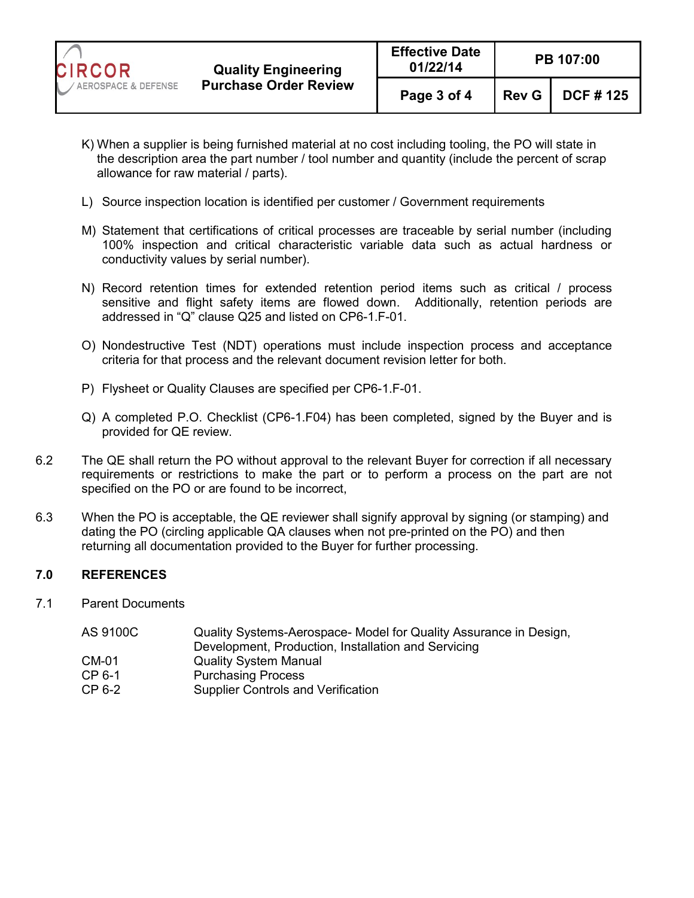K) When a supplier is being furnished material at no cost including tooling, the PO will state in the description area the part number / tool number and quantity (include the percent of scrap allowance for raw material / parts).

L) Source inspection location is identified per customer / Government requirements

M) Statement that certifications of critical processes are traceable by serial number (including 100% inspection and critical characteristic variable data such as actual hardness or conductivity values by serial number).

N) Record retention times for extended retention period items such as critical / process sensitive and flight safety items are flowed down. Additionally, retention periods are addressed in "Q" clause Q25 and listed on CP6-1.F-01.

O) Nondestructive Test (NDT) operations must include inspection process and acceptance criteria for that process and the relevant document revision letter for both.

P) Flysheet or Quality Clauses are specified per CP6-1.F-01.

Q) A completed P.O. Checklist (CP6-1.F04) has been completed, signed by the Buyer and is provided for QE review.

6.2 The QE shall return the PO without approval to the relevant Buyer for correction if all necessary requirements or restrictions to make the part or to perform a process on the part are not specified on the PO or are found to be incorrect,

6.3 When the PO is acceptable, the QE reviewer shall signify approval by signing (or stamping) and dating the PO (circling applicable QA clauses when not pre-printed on the PO) and then returning all documentation provided to the Buyer for further processing.

## 7.0 REFERENCES

7.1 Parent Documents

| | |
|---|---|
| AS 9100C | Quality Systems-Aerospace- Model for Quality Assurance in Design, Development, Production, Installation and Servicing |
| CM-01 | Quality System Manual |
| CP 6-1 | Purchasing Process |
| CP 6-2 | Supplier Controls and Verification |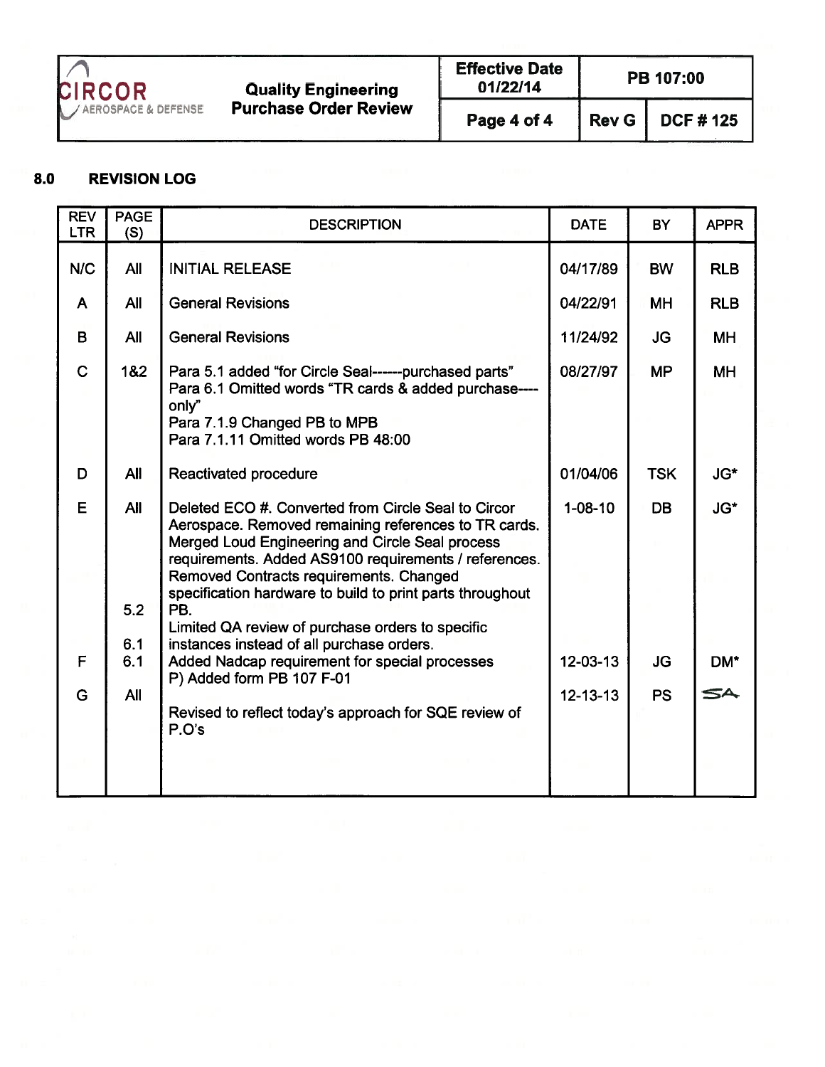## 8.0 REVISION LOG

| REV LTR | PAGE (S) | DESCRIPTION | DATE | BY | APPR |
|---|---|---|---|---|---|
| N/C | All | INITIAL RELEASE | 04/17/89 | BW | RLB |
| A | All | General Revisions | 04/22/91 | MH | RLB |
| B | All | General Revisions | 11/24/92 | JG | MH |
| C | 1&2 | Para 5.1 added "for Circle Seal------purchased parts"<br>Para 6.1 Omitted words "TR cards & added purchase---- only"<br>Para 7.1.9 Changed PB to MPB<br>Para 7.1.11 Omitted words PB 48:00 | 08/27/97 | MP | MH |
| D | All | Reactivated procedure | 01/04/06 | TSK | JG* |
| E | All<br><br><br><br><br>5.2<br><br>6.1 | Deleted ECO #. Converted from Circle Seal to Circor Aerospace. Removed remaining references to TR cards. Merged Loud Engineering and Circle Seal process requirements. Added AS9100 requirements / references. Removed Contracts requirements. Changed specification hardware to build to print parts throughout PB.<br>Limited QA review of purchase orders to specific instances instead of all purchase orders. | 1-08-10 | DB | JG* |
| F | 6.1 | Added Nadcap requirement for special processes P) Added form PB 107 F-01 | 12-03-13 | JG | DM* |
| G | All | Revised to reflect today's approach for SQE review of P.O's | 12-13-13 | PS | SA |